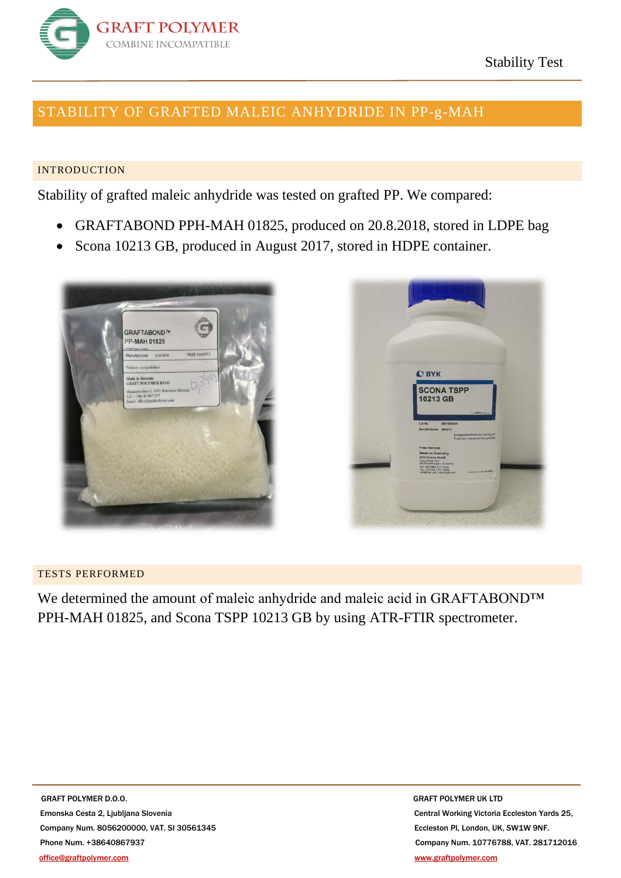# STABILITY OF GRAFTED MALEIC ANHYDRIDE IN PP-g-MAH

## INTRODUCTION

Stability of grafted maleic anhydride was tested on grafted PP. We compared:

- GRAFTABOND PPH-MAH 01825, produced on 20.8.2018, stored in LDPE bag
- Scona 10213 GB, produced in August 2017, stored in HDPE container.

## TESTS PERFORMED

We determined the amount of maleic anhydride and maleic acid in GRAFTABOND™ PPH-MAH 01825, and Scona TSPP 10213 GB by using ATR-FTIR spectrometer.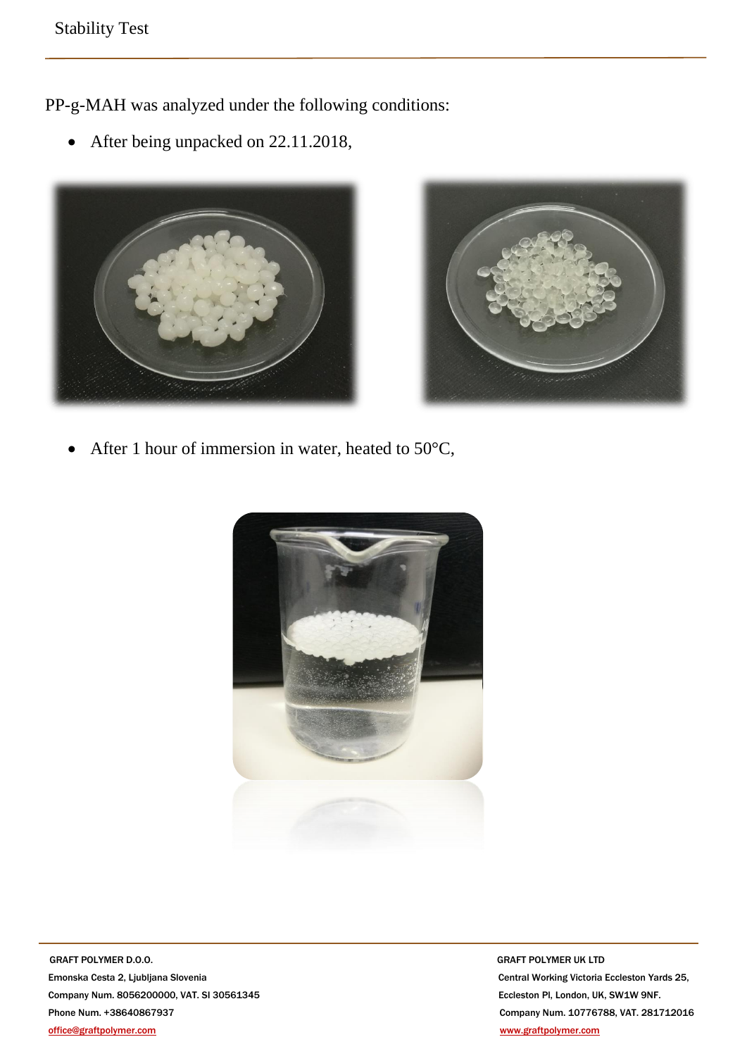PP-g-MAH was analyzed under the following conditions:

- After being unpacked on 22.11.2018,

- After 1 hour of immersion in water, heated to 50°C,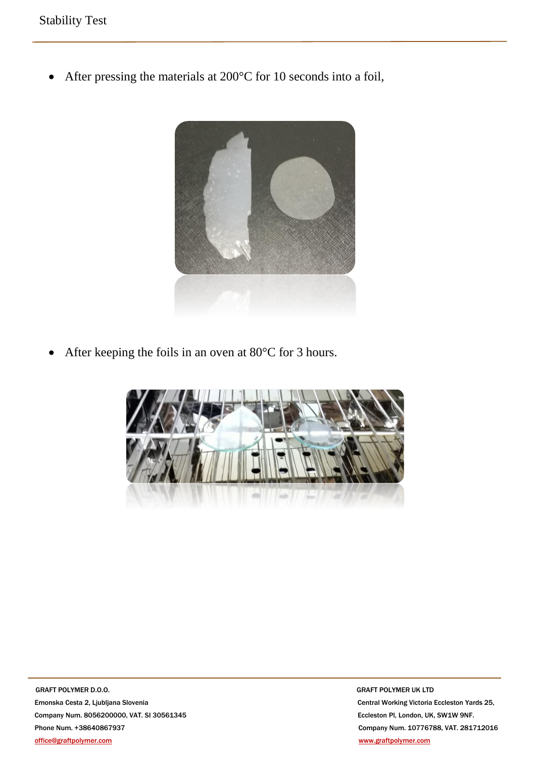# Stability Test

- After pressing the materials at 200°C for 10 seconds into a foil,

- After keeping the foils in an oven at 80°C for 3 hours.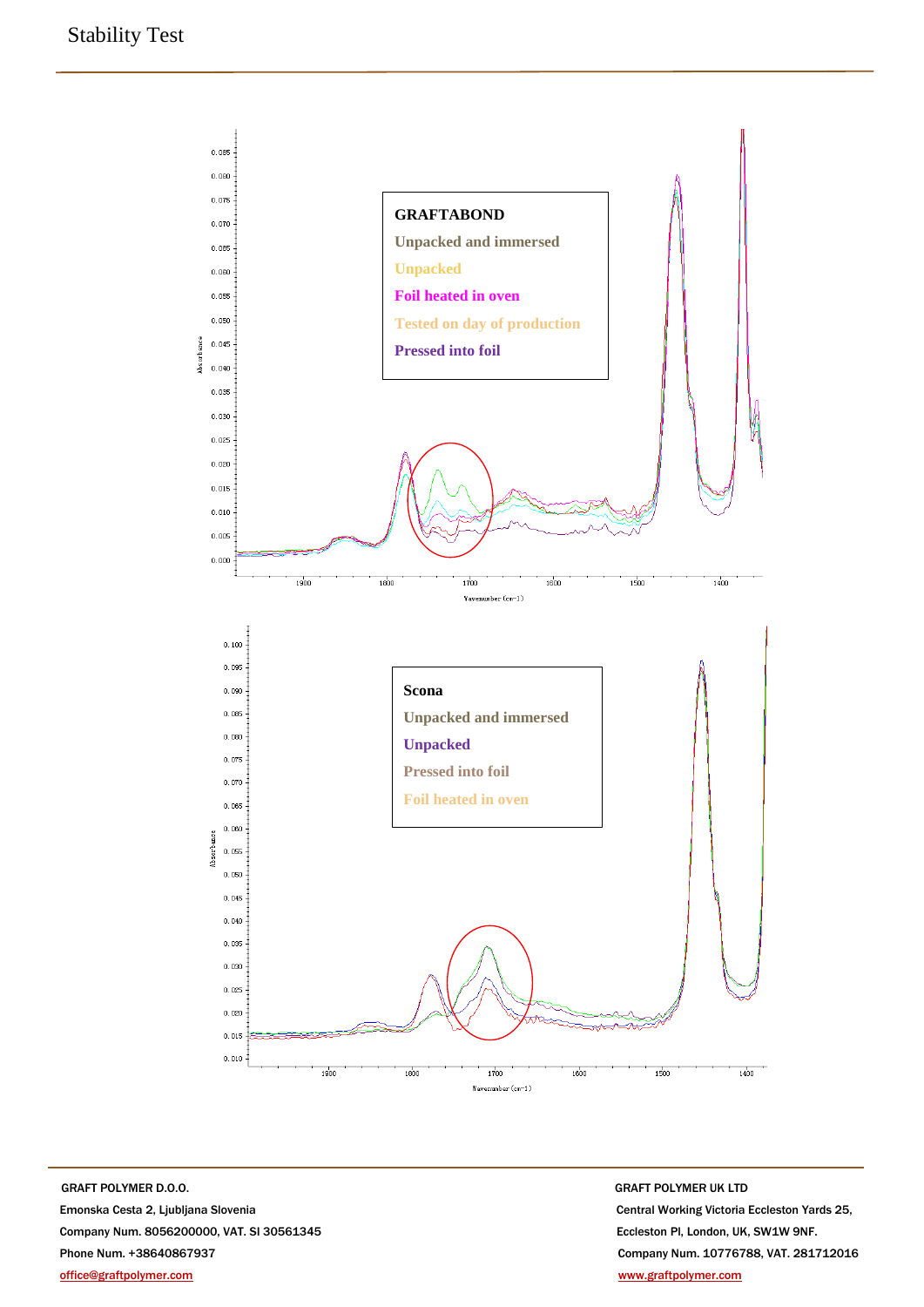# Stability Test

**GRAFTABOND**

Unpacked and immersed

Unpacked

Foil heated in oven

Tested on day of production

Pressed into foil

**Scona**

Unpacked and immersed

Unpacked

Pressed into foil

Foil heated in oven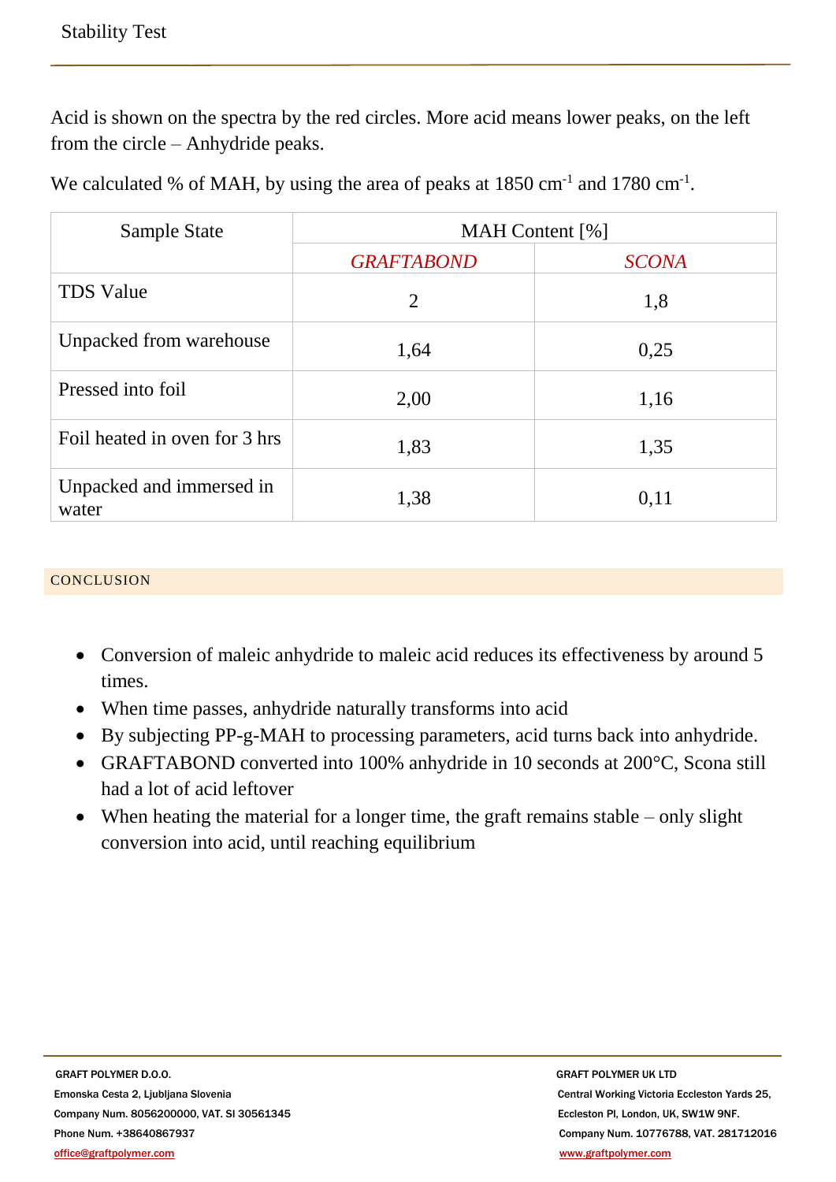Acid is shown on the spectra by the red circles. More acid means lower peaks, on the left from the circle – Anhydride peaks.

We calculated % of MAH, by using the area of peaks at 1850 $cm^{-1}$ and 1780 $cm^{-1}$.

| Sample State | MAH Content [%] | |
|---|---|---|
| | *GRAFTABOND* | *SCONA* |
| TDS Value | 2 | 1,8 |
| Unpacked from warehouse | 1,64 | 0,25 |
| Pressed into foil | 2,00 | 1,16 |
| Foil heated in oven for 3 hrs | 1,83 | 1,35 |
| Unpacked and immersed in water | 1,38 | 0,11 |

## CONCLUSION

- Conversion of maleic anhydride to maleic acid reduces its effectiveness by around 5 times.
- When time passes, anhydride naturally transforms into acid
- By subjecting PP-g-MAH to processing parameters, acid turns back into anhydride.
- GRAFTABOND converted into 100% anhydride in 10 seconds at 200°C, Scona still had a lot of acid leftover
- When heating the material for a longer time, the graft remains stable – only slight conversion into acid, until reaching equilibrium